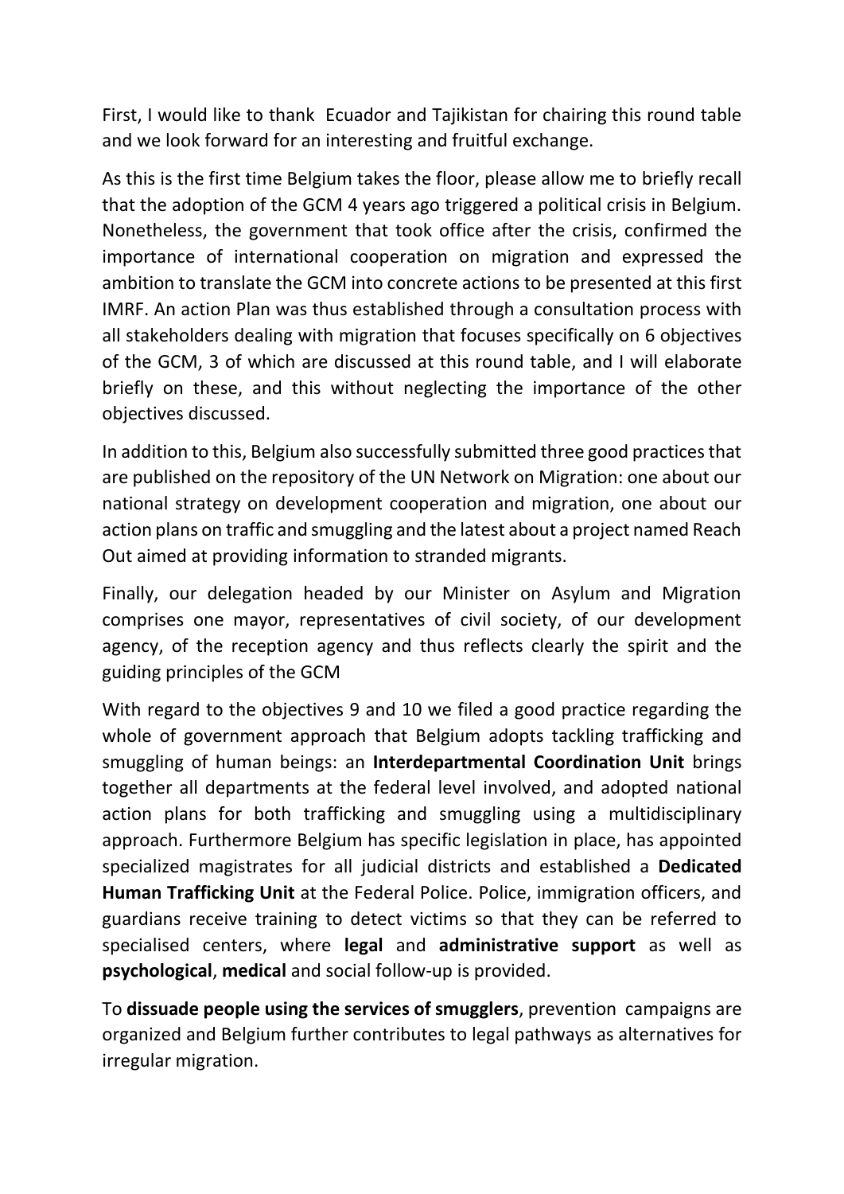First, I would like to thank Ecuador and Tajikistan for chairing this round table and we look forward for an interesting and fruitful exchange.

As this is the first time Belgium takes the floor, please allow me to briefly recall that the adoption of the GCM 4 years ago triggered a political crisis in Belgium. Nonetheless, the government that took office after the crisis, confirmed the importance of international cooperation on migration and expressed the ambition to translate the GCM into concrete actions to be presented at this first IMRF. An action Plan was thus established through a consultation process with all stakeholders dealing with migration that focuses specifically on 6 objectives of the GCM, 3 of which are discussed at this round table, and I will elaborate briefly on these, and this without neglecting the importance of the other objectives discussed.

In addition to this, Belgium also successfully submitted three good practices that are published on the repository of the UN Network on Migration: one about our national strategy on development cooperation and migration, one about our action plans on traffic and smuggling and the latest about a project named Reach Out aimed at providing information to stranded migrants.

Finally, our delegation headed by our Minister on Asylum and Migration comprises one mayor, representatives of civil society, of our development agency, of the reception agency and thus reflects clearly the spirit and the guiding principles of the GCM

With regard to the objectives 9 and 10 we filed a good practice regarding the whole of government approach that Belgium adopts tackling trafficking and smuggling of human beings: an **Interdepartmental Coordination Unit** brings together all departments at the federal level involved, and adopted national action plans for both trafficking and smuggling using a multidisciplinary approach. Furthermore Belgium has specific legislation in place, has appointed specialized magistrates for all judicial districts and established a **Dedicated Human Trafficking Unit** at the Federal Police. Police, immigration officers, and guardians receive training to detect victims so that they can be referred to specialised centers, where **legal** and **administrative support** as well as **psychological**, **medical** and social follow-up is provided.

To **dissuade people using the services of smugglers**, prevention campaigns are organized and Belgium further contributes to legal pathways as alternatives for irregular migration.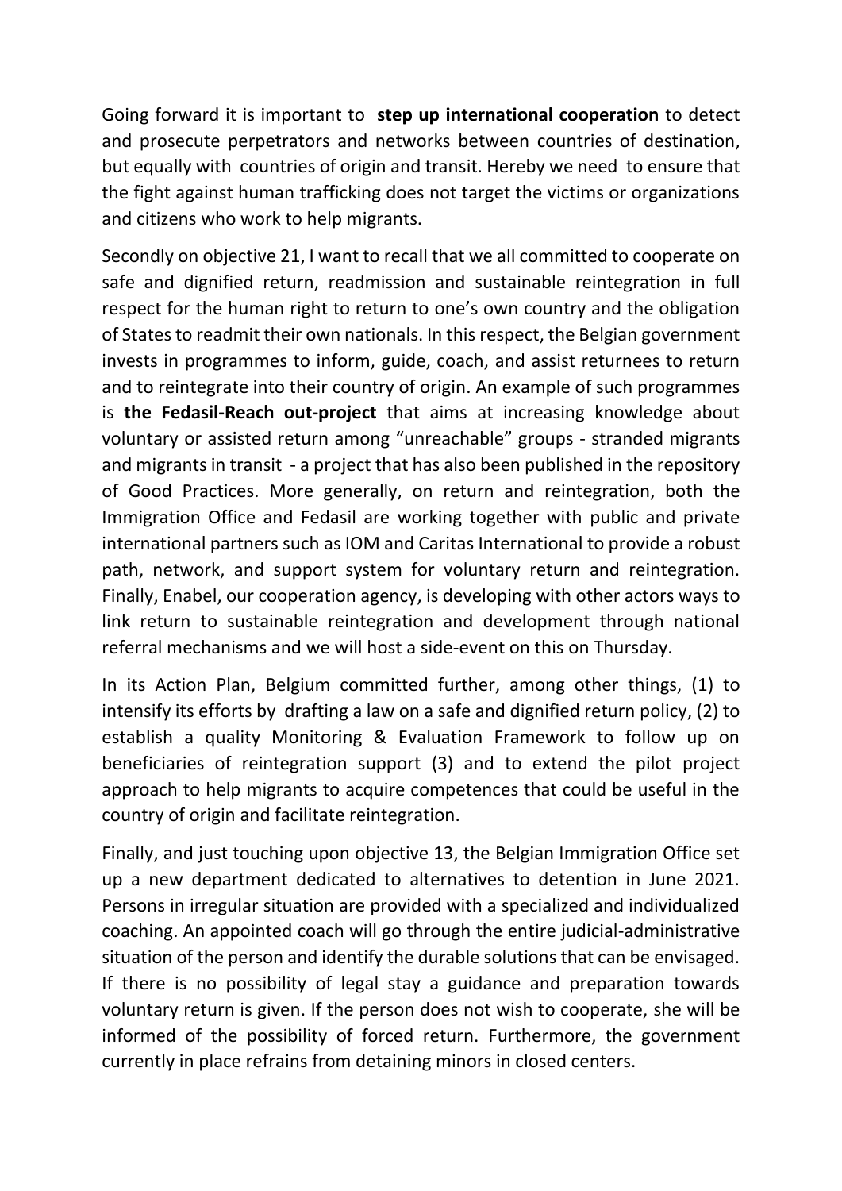Going forward it is important to **step up international cooperation** to detect and prosecute perpetrators and networks between countries of destination, but equally with countries of origin and transit. Hereby we need to ensure that the fight against human trafficking does not target the victims or organizations and citizens who work to help migrants.

Secondly on objective 21, I want to recall that we all committed to cooperate on safe and dignified return, readmission and sustainable reintegration in full respect for the human right to return to one's own country and the obligation of States to readmit their own nationals. In this respect, the Belgian government invests in programmes to inform, guide, coach, and assist returnees to return and to reintegrate into their country of origin. An example of such programmes is **the Fedasil-Reach out-project** that aims at increasing knowledge about voluntary or assisted return among "unreachable" groups - stranded migrants and migrants in transit - a project that has also been published in the repository of Good Practices. More generally, on return and reintegration, both the Immigration Office and Fedasil are working together with public and private international partners such as IOM and Caritas International to provide a robust path, network, and support system for voluntary return and reintegration. Finally, Enabel, our cooperation agency, is developing with other actors ways to link return to sustainable reintegration and development through national referral mechanisms and we will host a side-event on this on Thursday.

In its Action Plan, Belgium committed further, among other things, (1) to intensify its efforts by drafting a law on a safe and dignified return policy, (2) to establish a quality Monitoring & Evaluation Framework to follow up on beneficiaries of reintegration support (3) and to extend the pilot project approach to help migrants to acquire competences that could be useful in the country of origin and facilitate reintegration.

Finally, and just touching upon objective 13, the Belgian Immigration Office set up a new department dedicated to alternatives to detention in June 2021. Persons in irregular situation are provided with a specialized and individualized coaching. An appointed coach will go through the entire judicial-administrative situation of the person and identify the durable solutions that can be envisaged. If there is no possibility of legal stay a guidance and preparation towards voluntary return is given. If the person does not wish to cooperate, she will be informed of the possibility of forced return. Furthermore, the government currently in place refrains from detaining minors in closed centers.